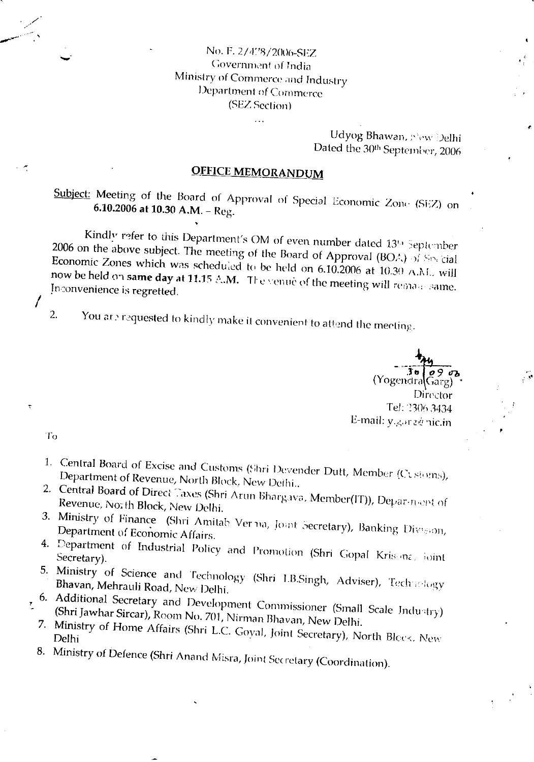No. F. 2/478/2006-SEZ
Government of India
Ministry of Commerce and Industry
Department of Commerce
(SEZ Section)

...

Udyog Bhawan, New Delhi
Dated the 30th September, 2006

## OFFICE MEMORANDUM

Subject: Meeting of the Board of Approval of Special Economic Zone (SEZ) on **6.10.2006 at 10.30 A.M.** – Reg.

Kindly refer to this Department's OM of even number dated 13th September 2006 on the above subject. The meeting of the Board of Approval (BOA) of Special Economic Zones which was scheduled to be held on 6.10.2006 at 10.30 A.M. will now be held on **same day at 11.15 A.M.** The venue of the meeting will remain same. Inconvenience is regretted.

2. You are requested to kindly make it convenient to attend the meeting.

30/09/06
(Yogendra Garg)
Director
Tel: 2306 3434
E-mail: y.garg@nic.in

To

1. Central Board of Excise and Customs (Shri Devender Dutt, Member (Customs), Department of Revenue, North Block, New Delhi..
2. Central Board of Direct Taxes (Shri Arun Bhargava, Member(IT)), Department of Revenue, North Block, New Delhi.
3. Ministry of Finance (Shri Amitab Verma, Joint Secretary), Banking Division, Department of Economic Affairs.
4. Department of Industrial Policy and Promotion (Shri Gopal Krishna, Joint Secretary).
5. Ministry of Science and Technology (Shri I.B.Singh, Adviser), Technology Bhavan, Mehrauli Road, New Delhi.
6. Additional Secretary and Development Commissioner (Small Scale Industry) (Shri Jawhar Sircar), Room No. 701, Nirman Bhavan, New Delhi.
7. Ministry of Home Affairs (Shri L.C. Goyal, Joint Secretary), North Block, New Delhi
8. Ministry of Defence (Shri Anand Misra, Joint Secretary (Coordination).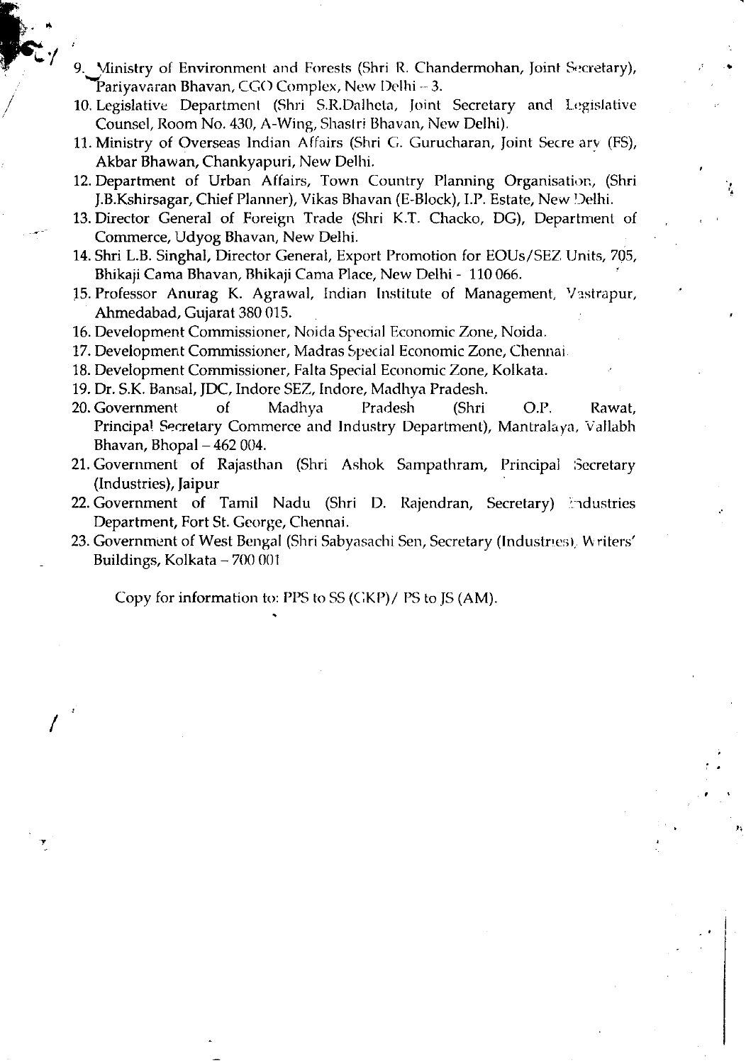9. Ministry of Environment and Forests (Shri R. Chandermohan, Joint Secretary), Pariyavaran Bhavan, CGO Complex, New Delhi – 3.
10. Legislative Department (Shri S.R.Dalheta, Joint Secretary and Legislative Counsel, Room No. 430, A-Wing, Shastri Bhavan, New Delhi).
11. Ministry of Overseas Indian Affairs (Shri G. Gurucharan, Joint Secretary (FS), Akbar Bhawan, Chankyapuri, New Delhi.
12. Department of Urban Affairs, Town Country Planning Organisation, (Shri J.B.Kshirsagar, Chief Planner), Vikas Bhavan (E-Block), I.P. Estate, New Delhi.
13. Director General of Foreign Trade (Shri K.T. Chacko, DG), Department of Commerce, Udyog Bhavan, New Delhi.
14. Shri L.B. Singhal, Director General, Export Promotion for EOUs/SEZ Units, 705, Bhikaji Cama Bhavan, Bhikaji Cama Place, New Delhi - 110 066.
15. Professor Anurag K. Agrawal, Indian Institute of Management, Vastrapur, Ahmedabad, Gujarat 380 015.
16. Development Commissioner, Noida Special Economic Zone, Noida.
17. Development Commissioner, Madras Special Economic Zone, Chennai.
18. Development Commissioner, Falta Special Economic Zone, Kolkata.
19. Dr. S.K. Bansal, JDC, Indore SEZ, Indore, Madhya Pradesh.
20. Government of Madhya Pradesh (Shri O.P. Rawat, Principal Secretary Commerce and Industry Department), Mantralaya, Vallabh Bhavan, Bhopal – 462 004.
21. Government of Rajasthan (Shri Ashok Sampathram, Principal Secretary (Industries), Jaipur
22. Government of Tamil Nadu (Shri D. Rajendran, Secretary) Industries Department, Fort St. George, Chennai.
23. Government of West Bengal (Shri Sabyasachi Sen, Secretary (Industries), Writers' Buildings, Kolkata – 700 001

Copy for information to: PPS to SS (GKP)/ PS to JS (AM).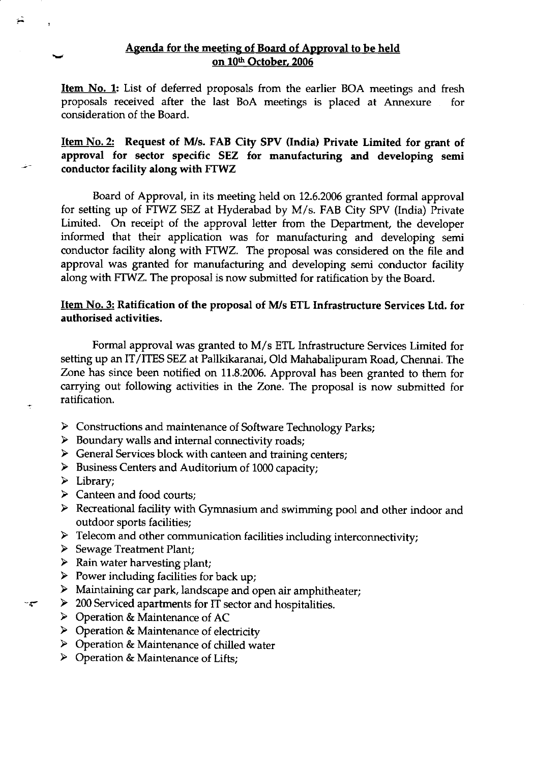## Agenda for the meeting of Board of Approval to be held on 10th October, 2006

**Item No. 1:** List of deferred proposals from the earlier BOA meetings and fresh proposals received after the last BoA meetings is placed at Annexure for consideration of the Board.

**Item No. 2: Request of M/s. FAB City SPV (India) Private Limited for grant of approval for sector specific SEZ for manufacturing and developing semi conductor facility along with FTWZ**

Board of Approval, in its meeting held on 12.6.2006 granted formal approval for setting up of FTWZ SEZ at Hyderabad by M/s. FAB City SPV (India) Private Limited. On receipt of the approval letter from the Department, the developer informed that their application was for manufacturing and developing semi conductor facility along with FTWZ. The proposal was considered on the file and approval was granted for manufacturing and developing semi conductor facility along with FTWZ. The proposal is now submitted for ratification by the Board.

**Item No. 3: Ratification of the proposal of M/s ETL Infrastructure Services Ltd. for authorised activities.**

Formal approval was granted to M/s ETL Infrastructure Services Limited for setting up an IT/ITES SEZ at Pallkikaranai, Old Mahabalipuram Road, Chennai. The Zone has since been notified on 11.8.2006. Approval has been granted to them for carrying out following activities in the Zone. The proposal is now submitted for ratification.

- Constructions and maintenance of Software Technology Parks;
- Boundary walls and internal connectivity roads;
- General Services block with canteen and training centers;
- Business Centers and Auditorium of 1000 capacity;
- Library;
- Canteen and food courts;
- Recreational facility with Gymnasium and swimming pool and other indoor and outdoor sports facilities;
- Telecom and other communication facilities including interconnectivity;
- Sewage Treatment Plant;
- Rain water harvesting plant;
- Power including facilities for back up;
- Maintaining car park, landscape and open air amphitheater;
- 200 Serviced apartments for IT sector and hospitalities.
- Operation & Maintenance of AC
- Operation & Maintenance of electricity
- Operation & Maintenance of chilled water
- Operation & Maintenance of Lifts;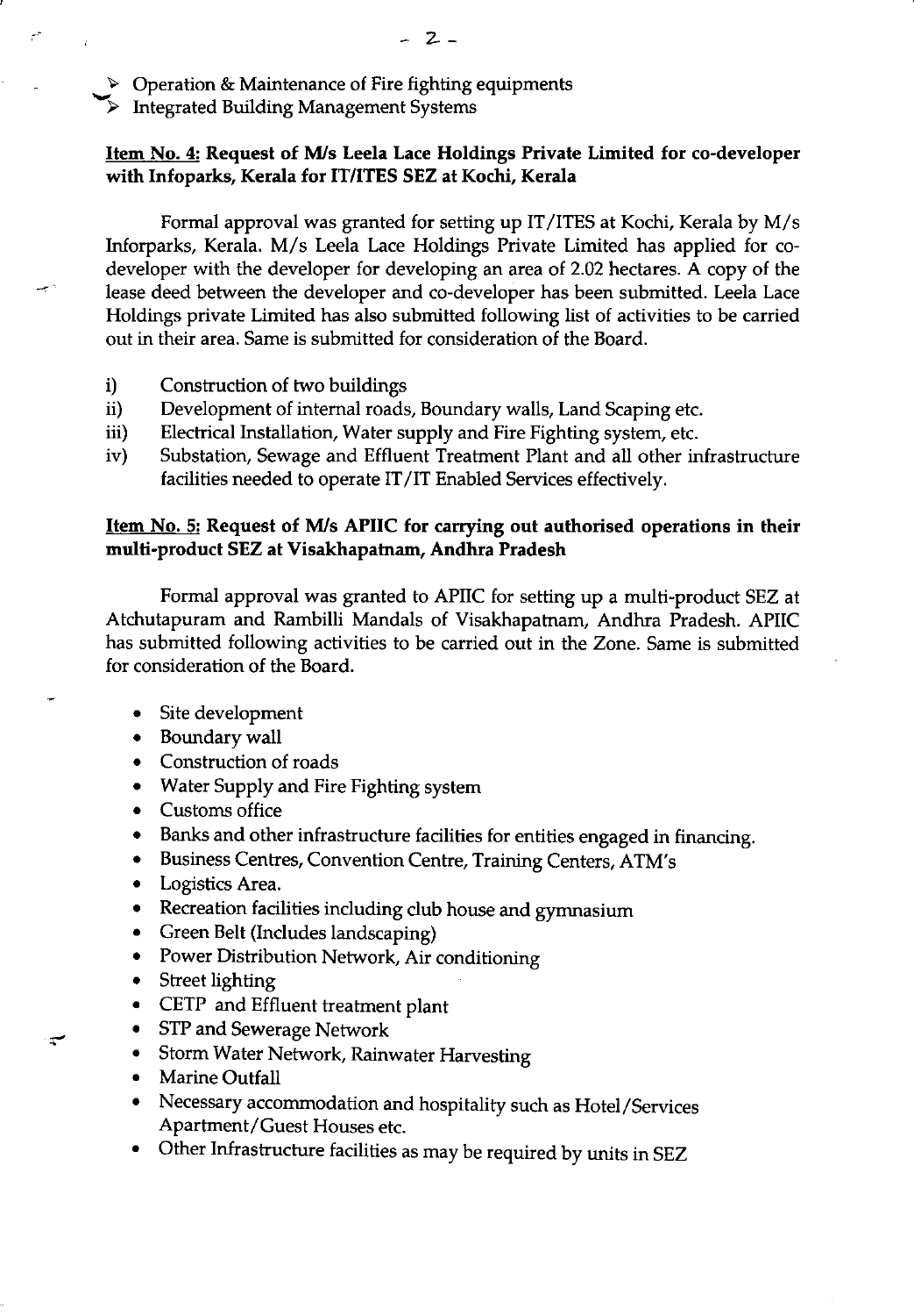- Operation & Maintenance of Fire fighting equipments
- Integrated Building Management Systems

**Item No. 4: Request of M/s Leela Lace Holdings Private Limited for co-developer with Infoparks, Kerala for IT/ITES SEZ at Kochi, Kerala**

Formal approval was granted for setting up IT/ITES at Kochi, Kerala by M/s Inforparks, Kerala. M/s Leela Lace Holdings Private Limited has applied for co-developer with the developer for developing an area of 2.02 hectares. A copy of the lease deed between the developer and co-developer has been submitted. Leela Lace Holdings private Limited has also submitted following list of activities to be carried out in their area. Same is submitted for consideration of the Board.

i) Construction of two buildings
ii) Development of internal roads, Boundary walls, Land Scaping etc.
iii) Electrical Installation, Water supply and Fire Fighting system, etc.
iv) Substation, Sewage and Effluent Treatment Plant and all other infrastructure facilities needed to operate IT/IT Enabled Services effectively.

**Item No. 5: Request of M/s APIIC for carrying out authorised operations in their multi-product SEZ at Visakhapatnam, Andhra Pradesh**

Formal approval was granted to APIIC for setting up a multi-product SEZ at Atchutapuram and Rambilli Mandals of Visakhapatnam, Andhra Pradesh. APIIC has submitted following activities to be carried out in the Zone. Same is submitted for consideration of the Board.

- Site development
- Boundary wall
- Construction of roads
- Water Supply and Fire Fighting system
- Customs office
- Banks and other infrastructure facilities for entities engaged in financing.
- Business Centres, Convention Centre, Training Centers, ATM's
- Logistics Area.
- Recreation facilities including club house and gymnasium
- Green Belt (Includes landscaping)
- Power Distribution Network, Air conditioning
- Street lighting
- CETP and Effluent treatment plant
- STP and Sewerage Network
- Storm Water Network, Rainwater Harvesting
- Marine Outfall
- Necessary accommodation and hospitality such as Hotel/Services Apartment/Guest Houses etc.
- Other Infrastructure facilities as may be required by units in SEZ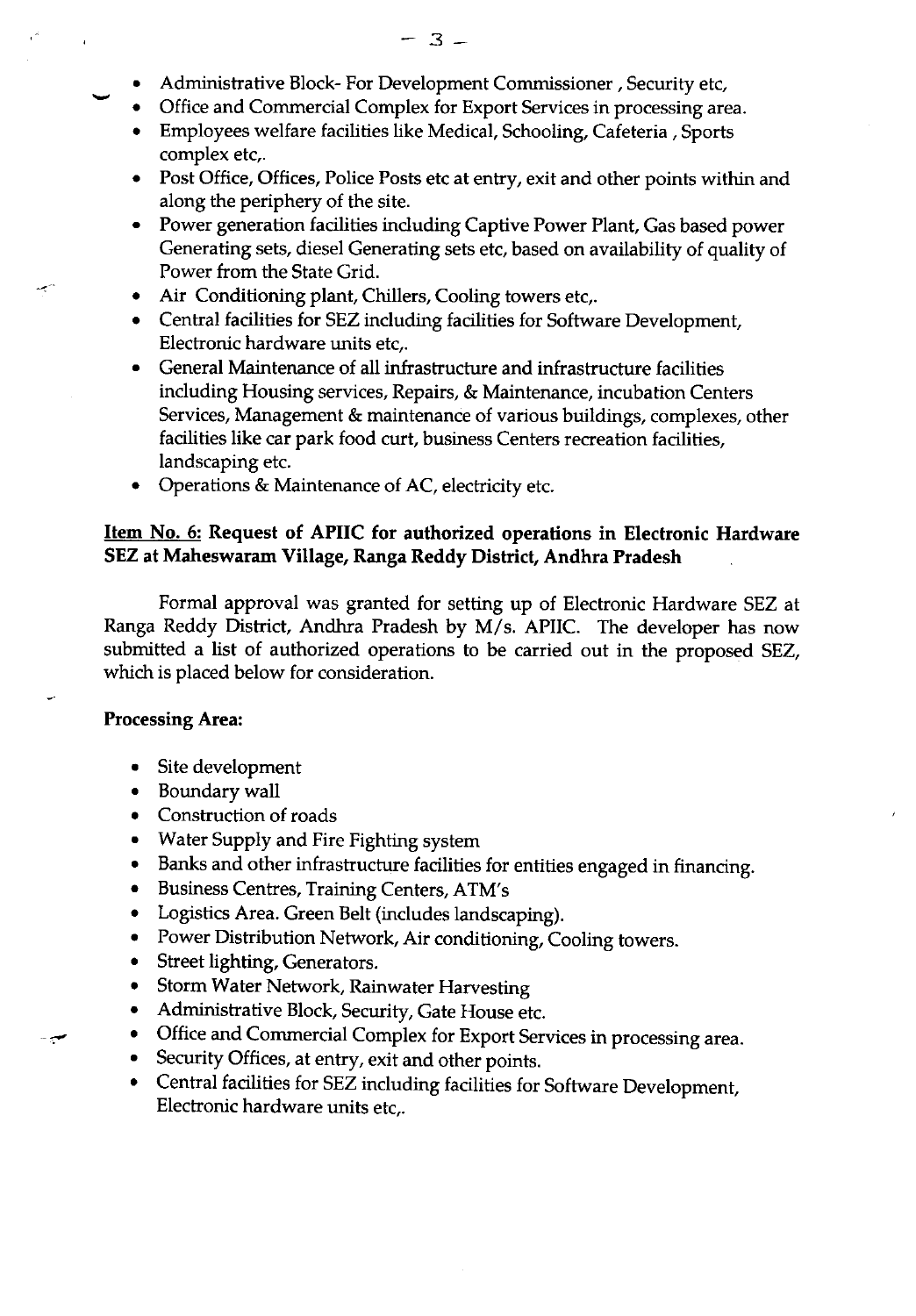- Administrative Block- For Development Commissioner , Security etc,
- Office and Commercial Complex for Export Services in processing area.
- Employees welfare facilities like Medical, Schooling, Cafeteria , Sports complex etc,.
- Post Office, Offices, Police Posts etc at entry, exit and other points within and along the periphery of the site.
- Power generation facilities including Captive Power Plant, Gas based power Generating sets, diesel Generating sets etc, based on availability of quality of Power from the State Grid.
- Air Conditioning plant, Chillers, Cooling towers etc,.
- Central facilities for SEZ including facilities for Software Development, Electronic hardware units etc,.
- General Maintenance of all infrastructure and infrastructure facilities including Housing services, Repairs, & Maintenance, incubation Centers Services, Management & maintenance of various buildings, complexes, other facilities like car park food curt, business Centers recreation facilities, landscaping etc.
- Operations & Maintenance of AC, electricity etc.

**<u>Item No. 6:</u> Request of APIIC for authorized operations in Electronic Hardware SEZ at Maheswaram Village, Ranga Reddy District, Andhra Pradesh**

Formal approval was granted for setting up of Electronic Hardware SEZ at Ranga Reddy District, Andhra Pradesh by M/s. APIIC. The developer has now submitted a list of authorized operations to be carried out in the proposed SEZ, which is placed below for consideration.

**Processing Area:**

- Site development
- Boundary wall
- Construction of roads
- Water Supply and Fire Fighting system
- Banks and other infrastructure facilities for entities engaged in financing.
- Business Centres, Training Centers, ATM's
- Logistics Area. Green Belt (includes landscaping).
- Power Distribution Network, Air conditioning, Cooling towers.
- Street lighting, Generators.
- Storm Water Network, Rainwater Harvesting
- Administrative Block, Security, Gate House etc.
- Office and Commercial Complex for Export Services in processing area.
- Security Offices, at entry, exit and other points.
- Central facilities for SEZ including facilities for Software Development, Electronic hardware units etc,.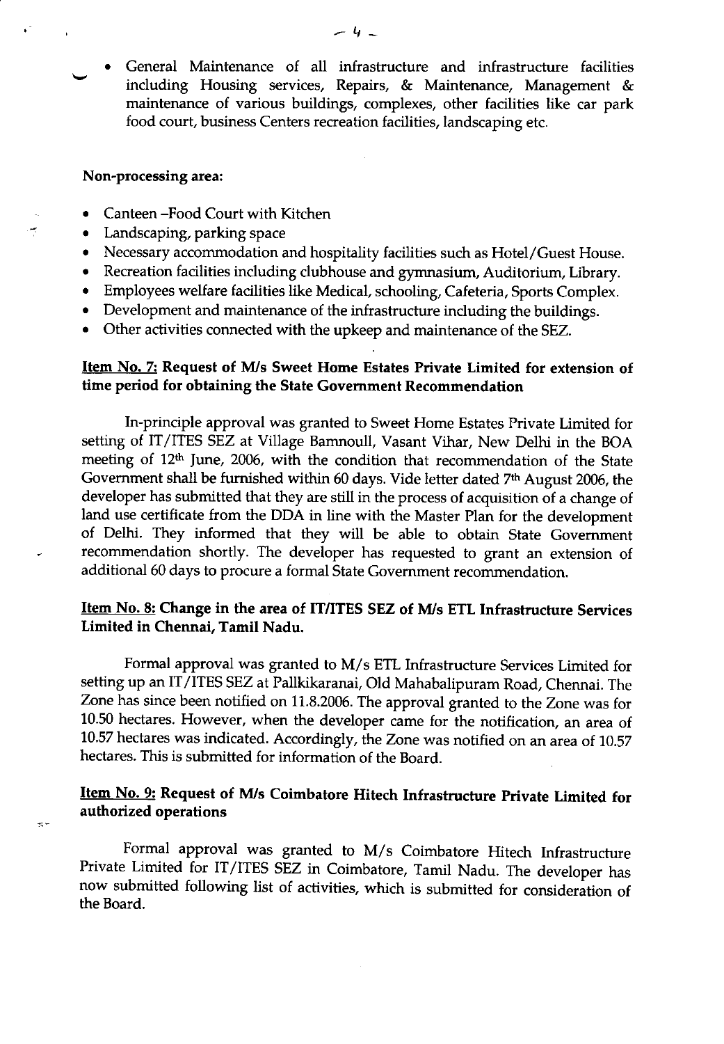- General Maintenance of all infrastructure and infrastructure facilities including Housing services, Repairs, & Maintenance, Management & maintenance of various buildings, complexes, other facilities like car park food court, business Centers recreation facilities, landscaping etc.

**Non-processing area:**

- Canteen –Food Court with Kitchen
- Landscaping, parking space
- Necessary accommodation and hospitality facilities such as Hotel/Guest House.
- Recreation facilities including clubhouse and gymnasium, Auditorium, Library.
- Employees welfare facilities like Medical, schooling, Cafeteria, Sports Complex.
- Development and maintenance of the infrastructure including the buildings.
- Other activities connected with the upkeep and maintenance of the SEZ.

**<u>Item No. 7:</u> Request of M/s Sweet Home Estates Private Limited for extension of time period for obtaining the State Government Recommendation**

In-principle approval was granted to Sweet Home Estates Private Limited for setting of IT/ITES SEZ at Village Bamnoull, Vasant Vihar, New Delhi in the BOA meeting of 12th June, 2006, with the condition that recommendation of the State Government shall be furnished within 60 days. Vide letter dated 7th August 2006, the developer has submitted that they are still in the process of acquisition of a change of land use certificate from the DDA in line with the Master Plan for the development of Delhi. They informed that they will be able to obtain State Government recommendation shortly. The developer has requested to grant an extension of additional 60 days to procure a formal State Government recommendation.

**<u>Item No. 8:</u> Change in the area of IT/ITES SEZ of M/s ETL Infrastructure Services Limited in Chennai, Tamil Nadu.**

Formal approval was granted to M/s ETL Infrastructure Services Limited for setting up an IT/ITES SEZ at Pallkikaranai, Old Mahabalipuram Road, Chennai. The Zone has since been notified on 11.8.2006. The approval granted to the Zone was for 10.50 hectares. However, when the developer came for the notification, an area of 10.57 hectares was indicated. Accordingly, the Zone was notified on an area of 10.57 hectares. This is submitted for information of the Board.

**<u>Item No. 9:</u> Request of M/s Coimbatore Hitech Infrastructure Private Limited for authorized operations**

Formal approval was granted to M/s Coimbatore Hitech Infrastructure Private Limited for IT/ITES SEZ in Coimbatore, Tamil Nadu. The developer has now submitted following list of activities, which is submitted for consideration of the Board.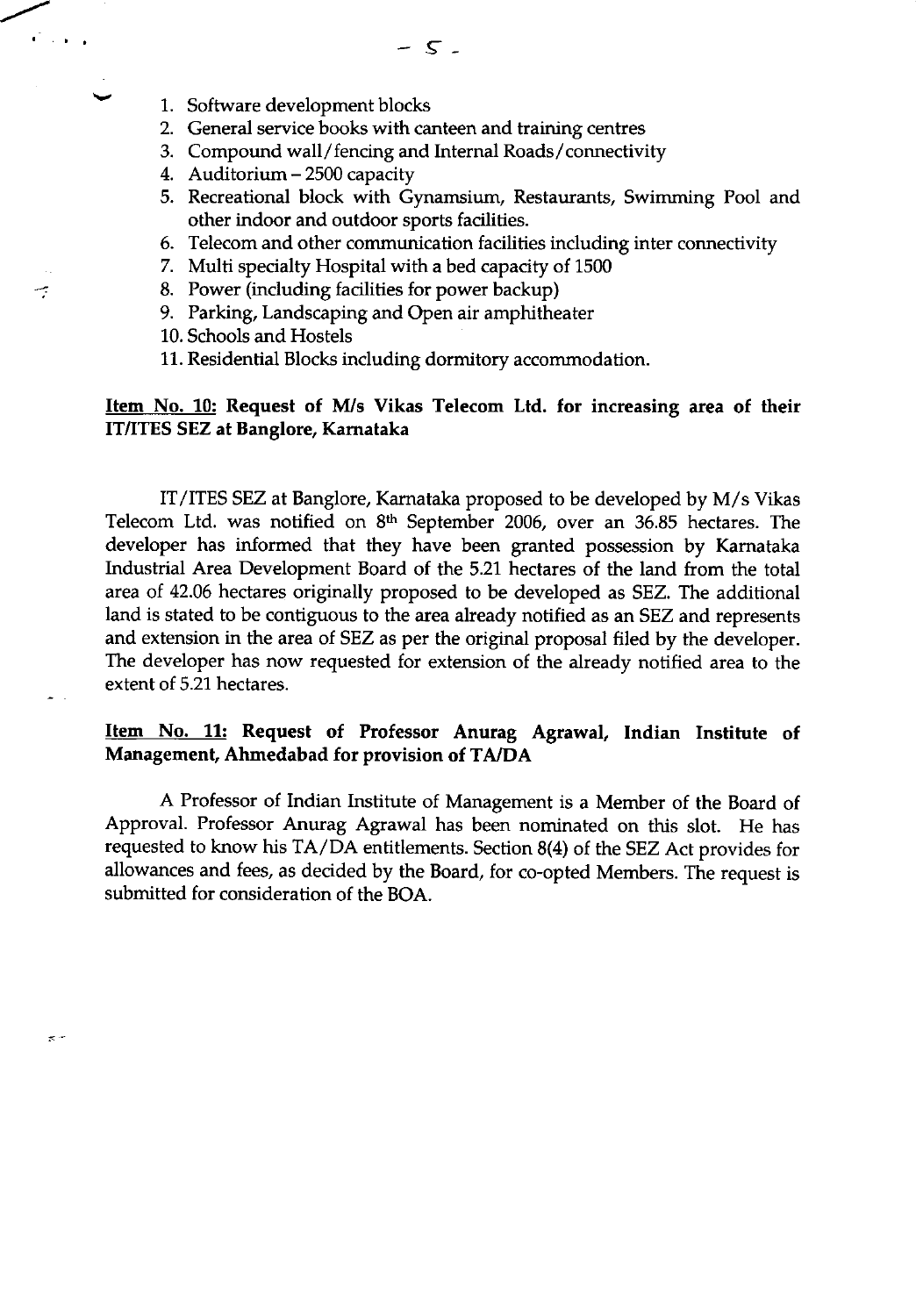1. Software development blocks
2. General service books with canteen and training centres
3. Compound wall/fencing and Internal Roads/connectivity
4. Auditorium – 2500 capacity
5. Recreational block with Gynamsium, Restaurants, Swimming Pool and other indoor and outdoor sports facilities.
6. Telecom and other communication facilities including inter connectivity
7. Multi specialty Hospital with a bed capacity of 1500
8. Power (including facilities for power backup)
9. Parking, Landscaping and Open air amphitheater
10. Schools and Hostels
11. Residential Blocks including dormitory accommodation.

**Item No. 10: Request of M/s Vikas Telecom Ltd. for increasing area of their IT/ITES SEZ at Banglore, Karnataka**

IT/ITES SEZ at Banglore, Karnataka proposed to be developed by M/s Vikas Telecom Ltd. was notified on 8th September 2006, over an 36.85 hectares. The developer has informed that they have been granted possession by Karnataka Industrial Area Development Board of the 5.21 hectares of the land from the total area of 42.06 hectares originally proposed to be developed as SEZ. The additional land is stated to be contiguous to the area already notified as an SEZ and represents and extension in the area of SEZ as per the original proposal filed by the developer. The developer has now requested for extension of the already notified area to the extent of 5.21 hectares.

**Item No. 11: Request of Professor Anurag Agrawal, Indian Institute of Management, Ahmedabad for provision of TA/DA**

A Professor of Indian Institute of Management is a Member of the Board of Approval. Professor Anurag Agrawal has been nominated on this slot. He has requested to know his TA/DA entitlements. Section 8(4) of the SEZ Act provides for allowances and fees, as decided by the Board, for co-opted Members. The request is submitted for consideration of the BOA.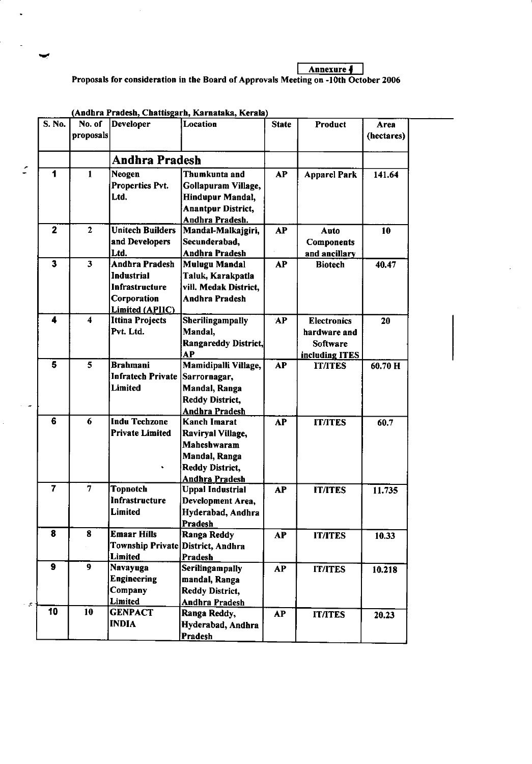Annexure 1

Proposals for consideration in the Board of Approvals Meeting on -10th October 2006

(Andhra Pradesh, Chattisgarh, Karnataka, Kerala)

| S. No. | No. of proposals | Developer | Location | State | Product | Area (hectares) |
|---|---|---|---|---|---|---|
| | | **Andhra Pradesh** | | | | |
| 1 | 1 | Neogen Properties Pvt. Ltd. | Thumkunta and Gollapuram Village, Hindupur Mandal, Anantpur District, Andhra Pradesh. | AP | Apparel Park | 141.64 |
| 2 | 2 | Unitech Builders and Developers Ltd. | Mandal-Malkajgiri, Secunderabad, Andhra Pradesh | AP | Auto Components and ancillary | 10 |
| 3 | 3 | Andhra Pradesh Industrial Infrastructure Corporation Limited (APIIC) | Mulugu Mandal Taluk, Karakpatla vill. Medak District, Andhra Pradesh | AP | Biotech | 40.47 |
| 4 | 4 | Ittina Projects Pvt. Ltd. | Sherilingampally Mandal, Rangareddy District, AP | AP | Electronics hardware and Software including ITES | 20 |
| 5 | 5 | Brahmani Infratech Private Limited | Mamidipalli Village, Sarrornagar, Mandal, Ranga Reddy District, Andhra Pradesh | AP | IT/ITES | 60.70 H |
| 6 | 6 | Indu Techzone Private Limited | Kanch Imarat Raviryal Village, Maheshwaram Mandal, Ranga Reddy District, Andhra Pradesh | AP | IT/ITES | 60.7 |
| 7 | 7 | Topnotch Infrastructure Limited | Uppal Industrial Development Area, Hyderabad, Andhra Pradesh | AP | IT/ITES | 11.735 |
| 8 | 8 | Emaar Hills Township Private Limited | Ranga Reddy District, Andhra Pradesh | AP | IT/ITES | 10.33 |
| 9 | 9 | Navayuga Engineering Company Limited | Serilingampally mandal, Ranga Reddy District, Andhra Pradesh | AP | IT/ITES | 10.218 |
| 10 | 10 | GENPACT INDIA | Ranga Reddy, Hyderabad, Andhra Pradesh | AP | IT/ITES | 20.23 |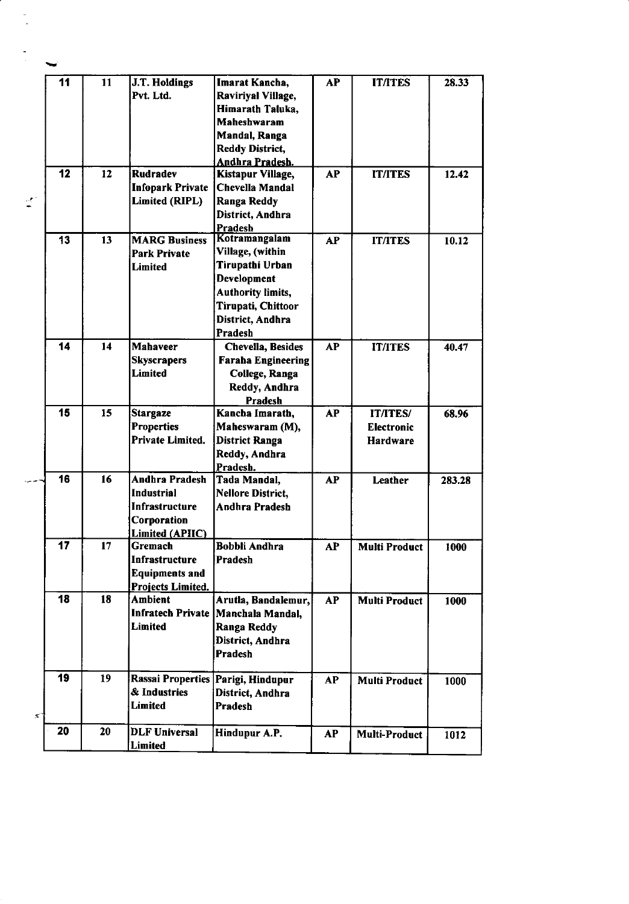| 11 | 11 | J.T. Holdings Pvt. Ltd. | Imarat Kancha, Raviriyal Village, Himarath Taluka, Maheshwaram Mandal, Ranga Reddy District, Andhra Pradesh. | AP | IT/ITES | 28.33 |
|---|---|---|---|---|---|---|
| 12 | 12 | Rudradev Infopark Private Limited (RIPL) | Kistapur Village, Chevella Mandal Ranga Reddy District, Andhra Pradesh | AP | IT/ITES | 12.42 |
| 13 | 13 | MARG Business Park Private Limited | Kotramangalam Village, (within Tirupathi Urban Development Authority limits, Tirupati, Chittoor District, Andhra Pradesh | AP | IT/ITES | 10.12 |
| 14 | 14 | Mahaveer Skyscrapers Limited | Chevella, Besides Faraha Engineering College, Ranga Reddy, Andhra Pradesh | AP | IT/ITES | 40.47 |
| 15 | 15 | Stargaze Properties Private Limited. | Kancha Imarath, Maheswaram (M), District Ranga Reddy, Andhra Pradesh. | AP | IT/ITES/ Electronic Hardware | 68.96 |
| 16 | 16 | Andhra Pradesh Industrial Infrastructure Corporation Limited (APIIC) | Tada Mandal, Nellore District, Andhra Pradesh | AP | Leather | 283.28 |
| 17 | 17 | Gremach Infrastructure Equipments and Projects Limited. | Bobbli Andhra Pradesh | AP | Multi Product | 1000 |
| 18 | 18 | Ambient Infratech Private Limited | Arutla, Bandalemur, Manchala Mandal, Ranga Reddy District, Andhra Pradesh | AP | Multi Product | 1000 |
| 19 | 19 | Rassai Properties & Industries Limited | Parigi, Hindupur District, Andhra Pradesh | AP | Multi Product | 1000 |
| 20 | 20 | DLF Universal Limited | Hindupur A.P. | AP | Multi-Product | 1012 |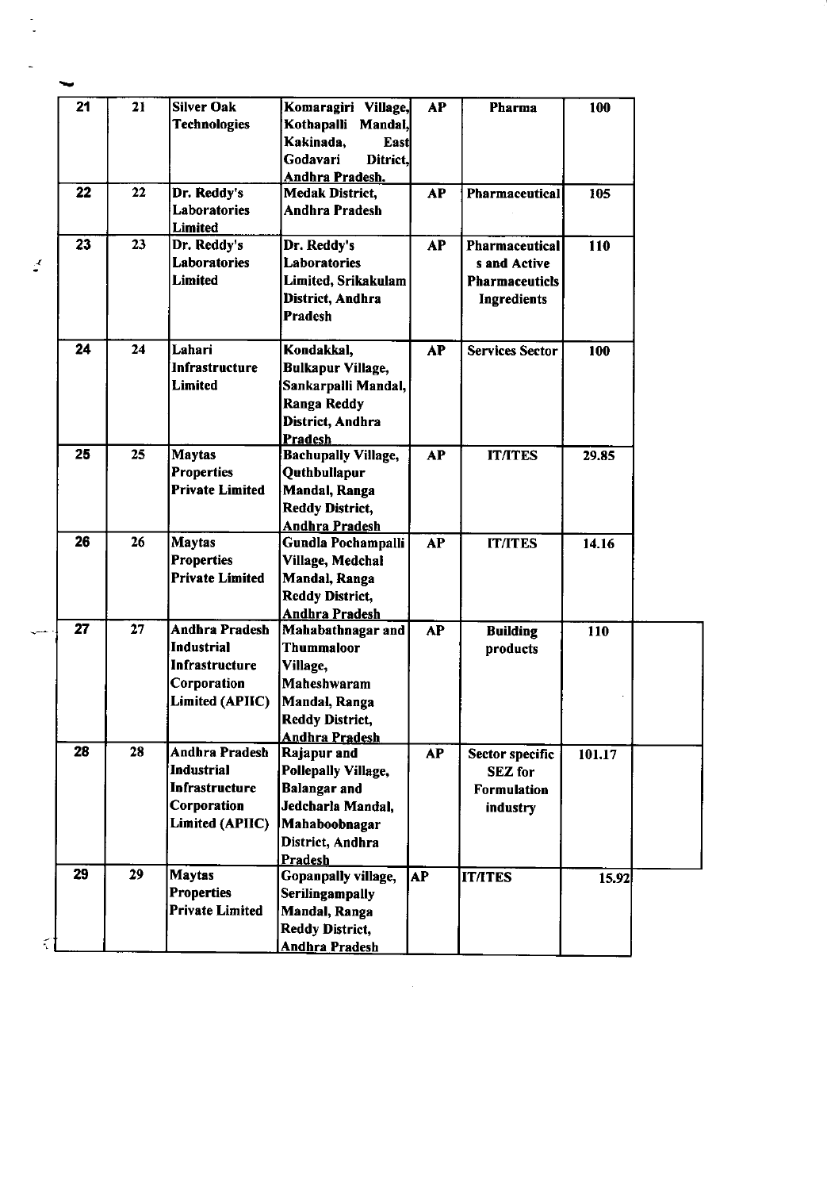| 21 | 21 | Silver Oak Technologies | Komaragiri Village, Kothapalli Mandal, Kakinada, East Godavari District, Andhra Pradesh. | AP | Pharma | 100 |
|---|---|---|---|---|---|---|
| 22 | 22 | Dr. Reddy's Laboratories Limited | Medak District, Andhra Pradesh | AP | Pharmaceutical | 105 |
| 23 | 23 | Dr. Reddy's Laboratories Limited | Dr. Reddy's Laboratories Limited, Srikakulam District, Andhra Pradesh | AP | Pharmaceuticals and Active Pharmaceuticls Ingredients | 110 |
| 24 | 24 | Lahari Infrastructure Limited | Kondakkal, Bulkapur Village, Sankarpalli Mandal, Ranga Reddy District, Andhra Pradesh | AP | Services Sector | 100 |
| 25 | 25 | Maytas Properties Private Limited | Bachupally Village, Quthbullapur Mandal, Ranga Reddy District, Andhra Pradesh | AP | IT/ITES | 29.85 |
| 26 | 26 | Maytas Properties Private Limited | Gundla Pochampalli Village, Medchal Mandal, Ranga Reddy District, Andhra Pradesh | AP | IT/ITES | 14.16 |
| 27 | 27 | Andhra Pradesh Industrial Infrastructure Corporation Limited (APIIC) | Mahabathnagar and Thummaloor Village, Maheshwaram Mandal, Ranga Reddy District, Andhra Pradesh | AP | Building products | 110 |
| 28 | 28 | Andhra Pradesh Industrial Infrastructure Corporation Limited (APIIC) | Rajapur and Pollepally Village, Balangar and Jedcharla Mandal, Mahaboobnagar District, Andhra Pradesh | AP | Sector specific SEZ for Formulation industry | 101.17 |
| 29 | 29 | Maytas Properties Private Limited | Gopanpally village, Serilingampally Mandal, Ranga Reddy District, Andhra Pradesh | AP | IT/ITES | 15.92 |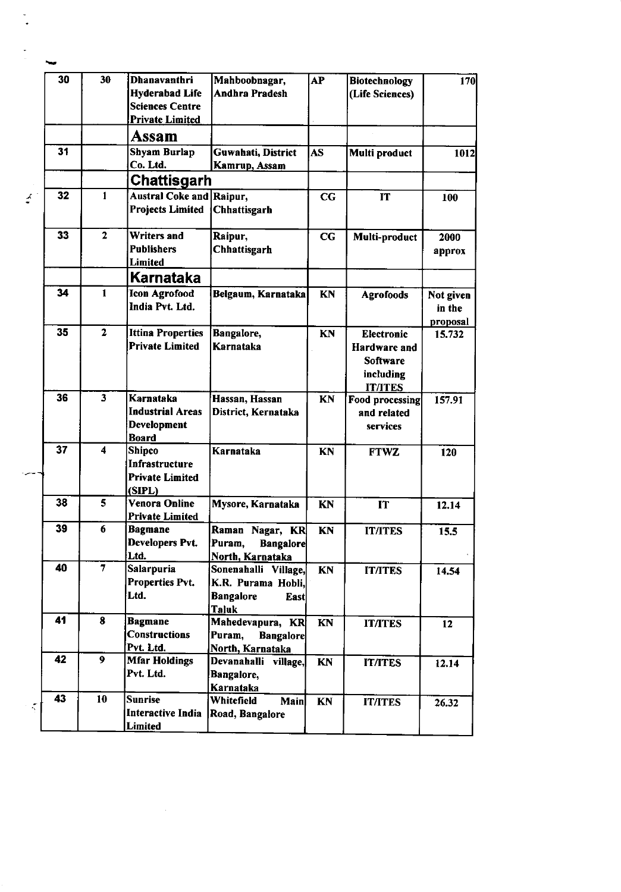| 30 | 30 | Dhanavanthri Hyderabad Life Sciences Centre Private Limited | Mahboobnagar, Andhra Pradesh | AP | Biotechnology (Life Sciences) | 170 |
|---|---|---|---|---|---|---|
| | | **Assam** | | | | |
| 31 | | Shyam Burlap Co. Ltd. | Guwahati, District Kamrup, Assam | AS | Multi product | 1012 |
| | | **Chattisgarh** | | | | |
| 32 | 1 | Austral Coke and Projects Limited | Raipur, Chhattisgarh | CG | IT | 100 |
| 33 | 2 | Writers and Publishers Limited | Raipur, Chhattisgarh | CG | Multi-product | 2000 approx |
| | | **Karnataka** | | | | |
| 34 | 1 | Icon Agrofood India Pvt. Ltd. | Belgaum, Karnataka | KN | Agrofoods | Not given in the proposal |
| 35 | 2 | Ittina Properties Private Limited | Bangalore, Karnataka | KN | Electronic Hardware and Software including IT/ITES | 15.732 |
| 36 | 3 | Karnataka Industrial Areas Development Board | Hassan, Hassan District, Kernataka | KN | Food processing and related services | 157.91 |
| 37 | 4 | Shipco Infrastructure Private Limited (SIPL) | Karnataka | KN | FTWZ | 120 |
| 38 | 5 | Venora Online Private Limited | Mysore, Karnataka | KN | IT | 12.14 |
| 39 | 6 | Bagmane Developers Pvt. Ltd. | Raman Nagar, KR Puram, Bangalore North, Karnataka | KN | IT/ITES | 15.5 |
| 40 | 7 | Salarpuria Properties Pvt. Ltd. | Sonenahalli Village, K.R. Purama Hobli, Bangalore East Taluk | KN | IT/ITES | 14.54 |
| 41 | 8 | Bagmane Constructions Pvt. Ltd. | Mahedevapura, KR Puram, Bangalore North, Karnataka | KN | IT/ITES | 12 |
| 42 | 9 | Mfar Holdings Pvt. Ltd. | Devanahalli village, Bangalore, Karnataka | KN | IT/ITES | 12.14 |
| 43 | 10 | Sunrise Interactive India Limited | Whitefield Main Road, Bangalore | KN | IT/ITES | 26.32 |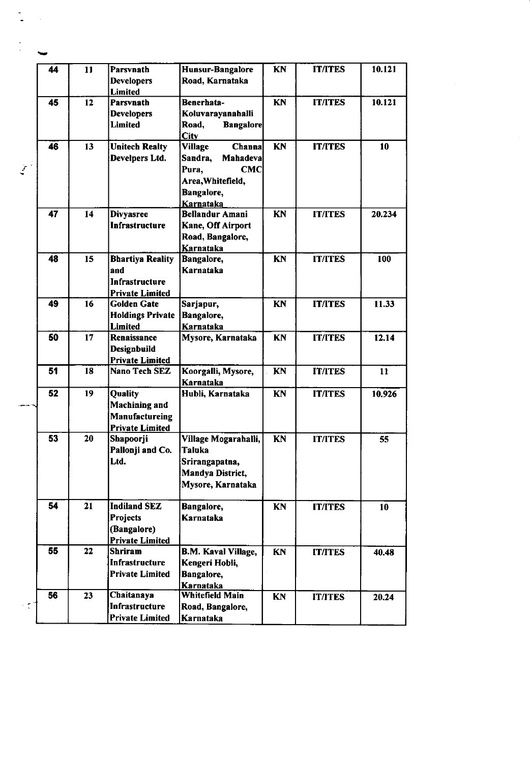| | | | | | | |
|---|---|---|---|---|---|---|
| 44 | 11 | Parsvnath Developers Limited | Hunsur-Bangalore Road, Karnataka | KN | IT/ITES | 10.121 |
| 45 | 12 | Parsvnath Developers Limited | Benerhata-Koluvarayanahalli Road, Bangalore City | KN | IT/ITES | 10.121 |
| 46 | 13 | Unitech Realty Develpers Ltd. | Village Channa Sandra, Mahadeva Pura, CMC Area,Whitefield, Bangalore, Karnataka | KN | IT/ITES | 10 |
| 47 | 14 | Divyasree Infrastructure | Bellandur Amani Kane, Off Airport Road, Bangalore, Karnataka | KN | IT/ITES | 20.234 |
| 48 | 15 | Bhartiya Reality and Infrastructure Private Limited | Bangalore, Karnataka | KN | IT/ITES | 100 |
| 49 | 16 | Golden Gate Holdings Private Limited | Sarjapur, Bangalore, Karnataka | KN | IT/ITES | 11.33 |
| 50 | 17 | Renaissance Designbuild Private Limited | Mysore, Karnataka | KN | IT/ITES | 12.14 |
| 51 | 18 | Nano Tech SEZ | Koorgalli, Mysore, Karnataka | KN | IT/ITES | 11 |
| 52 | 19 | Quality Machining and Manufactureing Private Limited | Hubli, Karnataka | KN | IT/ITES | 10.926 |
| 53 | 20 | Shapoorji Pallonji and Co. Ltd. | Village Mogarahalli, Taluka Srirangapatna, Mandya District, Mysore, Karnataka | KN | IT/ITES | 55 |
| 54 | 21 | Indiland SEZ Projects (Bangalore) Private Limited | Bangalore, Karnataka | KN | IT/ITES | 10 |
| 55 | 22 | Shriram Infrastructure Private Limited | B.M. Kaval Village, Kengeri Hobli, Bangalore, Karnataka | KN | IT/ITES | 40.48 |
| 56 | 23 | Chaitanaya Infrastructure Private Limited | Whitefield Main Road, Bangalore, Karnataka | KN | IT/ITES | 20.24 |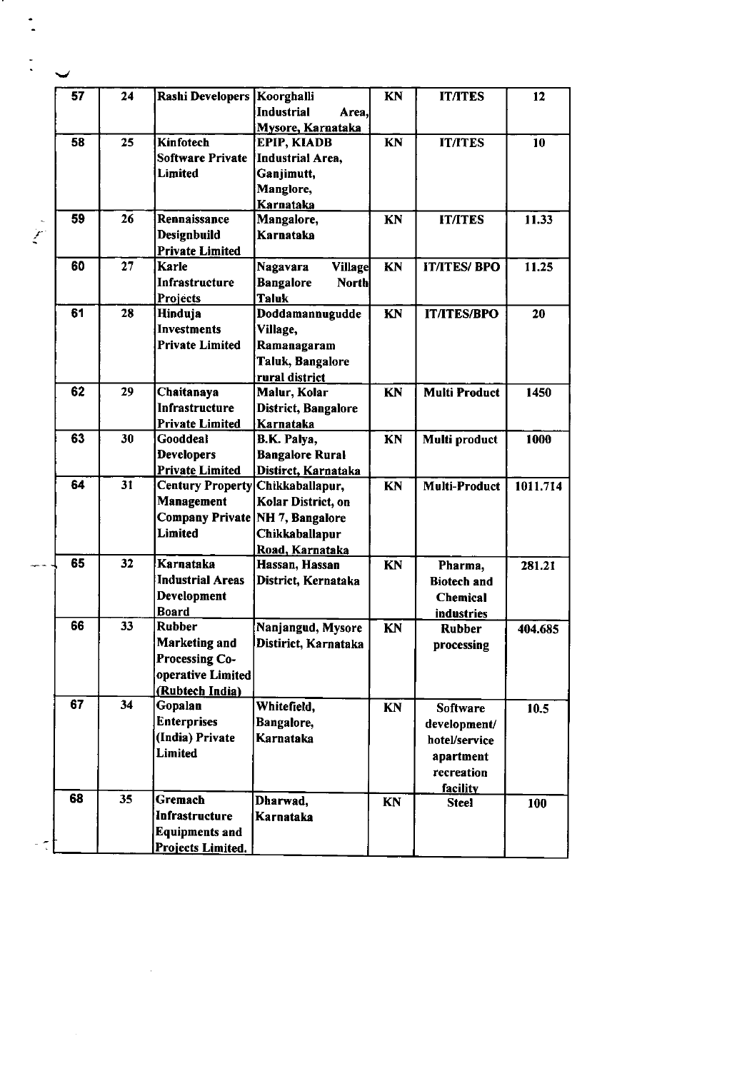| 57 | 24 | Rashi Developers | Koorghalli Industrial Area, Mysore, Karnataka | KN | IT/ITES | 12 |
|---|---|---|---|---|---|---|
| 58 | 25 | Kinfotech Software Private Limited | EPIP, KIADB Industrial Area, Ganjimutt, Manglore, Karnataka | KN | IT/ITES | 10 |
| 59 | 26 | Rennaissance Designbuild Private Limited | Mangalore, Karnataka | KN | IT/ITES | 11.33 |
| 60 | 27 | Karle Infrastructure Projects | Nagavara Village Bangalore North Taluk | KN | IT/ITES/ BPO | 11.25 |
| 61 | 28 | Hinduja Investments Private Limited | Doddamannugudde Village, Ramanagaram Taluk, Bangalore rural district | KN | IT/ITES/BPO | 20 |
| 62 | 29 | Chaitanaya Infrastructure Private Limited | Malur, Kolar District, Bangalore Karnataka | KN | Multi Product | 1450 |
| 63 | 30 | Gooddeal Developers Private Limited | B.K. Palya, Bangalore Rural Distirct, Karnataka | KN | Multi product | 1000 |
| 64 | 31 | Century Property Management Company Private Limited | Chikkaballapur, Kolar District, on NH 7, Bangalore Chikkaballapur Road, Karnataka | KN | Multi-Product | 1011.714 |
| 65 | 32 | Karnataka Industrial Areas Development Board | Hassan, Hassan District, Kernataka | KN | Pharma, Biotech and Chemical industries | 281.21 |
| 66 | 33 | Rubber Marketing and Processing Co-operative Limited (Rubtech India) | Nanjangud, Mysore Distirict, Karnataka | KN | Rubber processing | 404.685 |
| 67 | 34 | Gopalan Enterprises (India) Private Limited | Whitefield, Bangalore, Karnataka | KN | Software development/ hotel/service apartment recreation facility | 10.5 |
| 68 | 35 | Gremach Infrastructure Equipments and Projects Limited. | Dharwad, Karnataka | KN | Steel | 100 |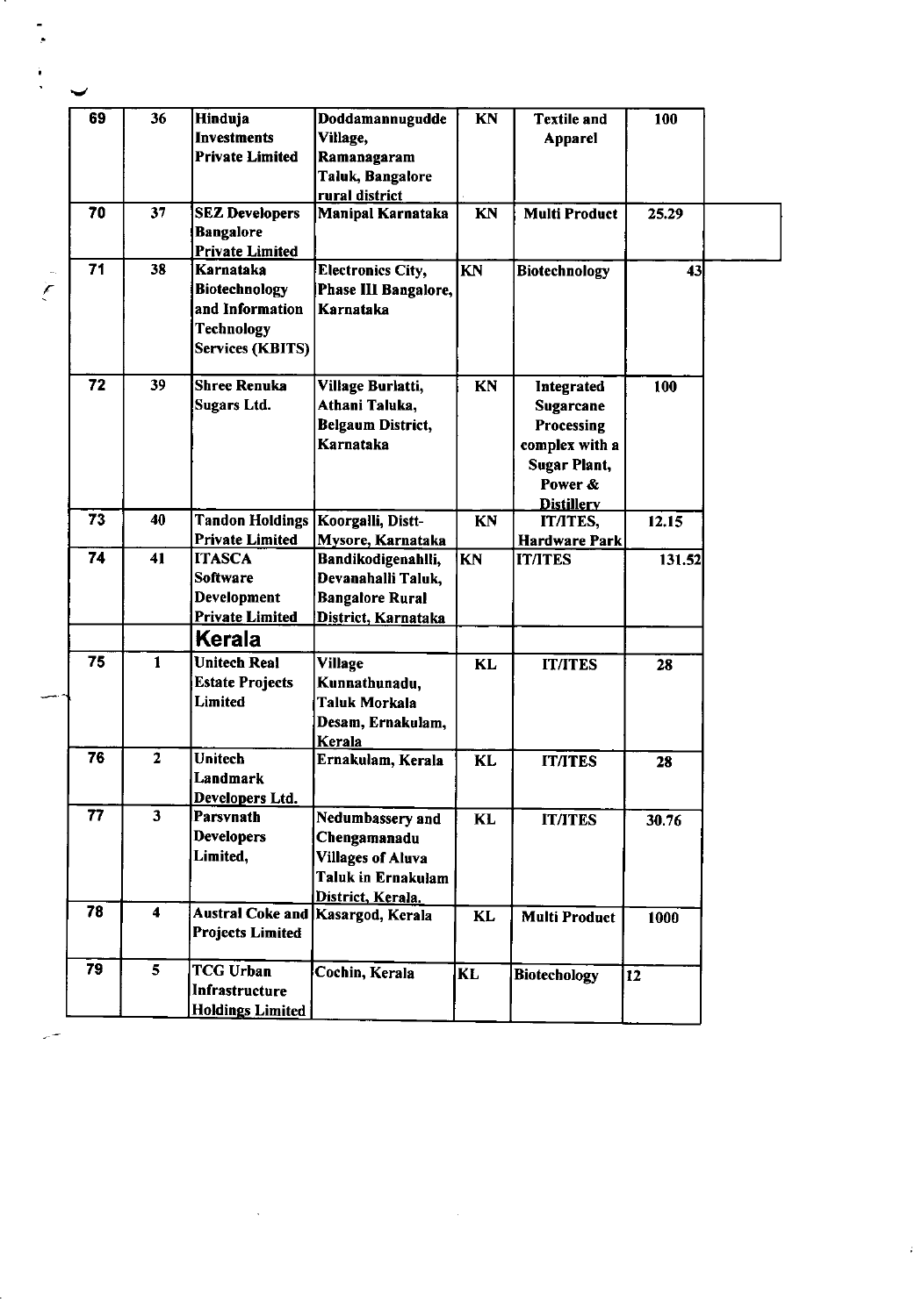| | | | | | | |
|---|---|---|---|---|---|---|
| 69 | 36 | Hinduja Investments Private Limited | Doddamannugudde Village, Ramanagaram Taluk, Bangalore rural district | KN | Textile and Apparel | 100 |
| 70 | 37 | SEZ Developers Bangalore Private Limited | Manipal Karnataka | KN | Multi Product | 25.29 |
| 71 | 38 | Karnataka Biotechnology and Information Technology Services (KBITS) | Electronics City, Phase III Bangalore, Karnataka | KN | Biotechnology | 43 |
| 72 | 39 | Shree Renuka Sugars Ltd. | Village Burlatti, Athani Taluka, Belgaum District, Karnataka | KN | Integrated Sugarcane Processing complex with a Sugar Plant, Power & Distillery | 100 |
| 73 | 40 | Tandon Holdings Private Limited | Koorgalli, Distt- Mysore, Karnataka | KN | IT/ITES, Hardware Park | 12.15 |
| 74 | 41 | ITASCA Software Development Private Limited | Bandikodigenahlli, Devanahalli Taluk, Bangalore Rural District, Karnataka | KN | IT/ITES | 131.52 |
| | | **Kerala** | | | | |
| 75 | 1 | Unitech Real Estate Projects Limited | Village Kunnathunadu, Taluk Morkala Desam, Ernakulam, Kerala | KL | IT/ITES | 28 |
| 76 | 2 | Unitech Landmark Developers Ltd. | Ernakulam, Kerala | KL | IT/ITES | 28 |
| 77 | 3 | Parsvnath Developers Limited, | Nedumbassery and Chengamanadu Villages of Aluva Taluk in Ernakulam District, Kerala. | KL | IT/ITES | 30.76 |
| 78 | 4 | Austral Coke and Projects Limited | Kasargod, Kerala | KL | Multi Product | 1000 |
| 79 | 5 | TCG Urban Infrastructure Holdings Limited | Cochin, Kerala | KL | Biotechology | 12 |